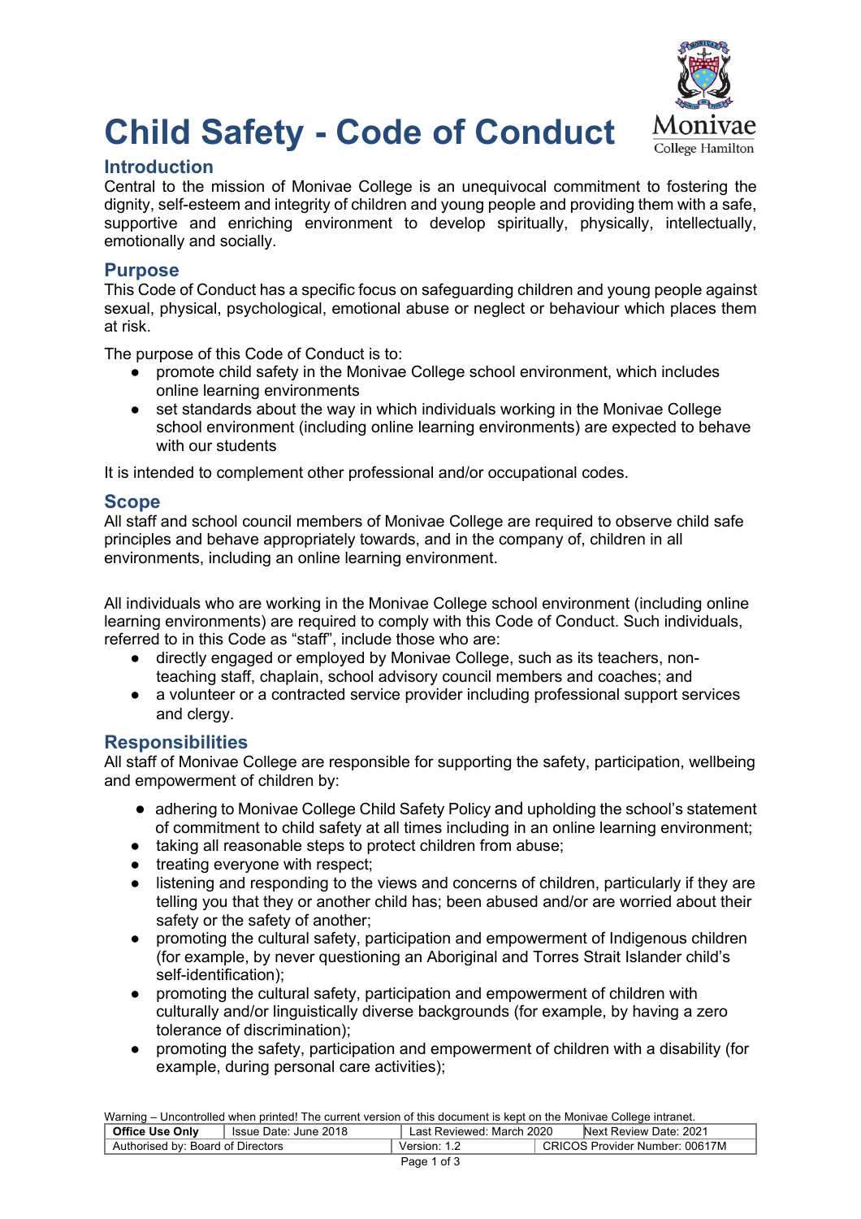# Child Safety - Code of Conduct

## Introduction

Central to the mission of Monivae College is an unequivocal commitment to fostering the dignity, self-esteem and integrity of children and young people and providing them with a safe, supportive and enriching environment to develop spiritually, physically, intellectually, emotionally and socially.

## Purpose

This Code of Conduct has a specific focus on safeguarding children and young people against sexual, physical, psychological, emotional abuse or neglect or behaviour which places them at risk.

The purpose of this Code of Conduct is to:

- promote child safety in the Monivae College school environment, which includes online learning environments
- set standards about the way in which individuals working in the Monivae College school environment (including online learning environments) are expected to behave with our students

It is intended to complement other professional and/or occupational codes.

## Scope

All staff and school council members of Monivae College are required to observe child safe principles and behave appropriately towards, and in the company of, children in all environments, including an online learning environment.

All individuals who are working in the Monivae College school environment (including online learning environments) are required to comply with this Code of Conduct. Such individuals, referred to in this Code as "staff", include those who are:

- directly engaged or employed by Monivae College, such as its teachers, non-teaching staff, chaplain, school advisory council members and coaches; and
- a volunteer or a contracted service provider including professional support services and clergy.

## Responsibilities

All staff of Monivae College are responsible for supporting the safety, participation, wellbeing and empowerment of children by:

- adhering to Monivae College Child Safety Policy and upholding the school's statement of commitment to child safety at all times including in an online learning environment;
- taking all reasonable steps to protect children from abuse;
- treating everyone with respect;
- listening and responding to the views and concerns of children, particularly if they are telling you that they or another child has; been abused and/or are worried about their safety or the safety of another;
- promoting the cultural safety, participation and empowerment of Indigenous children (for example, by never questioning an Aboriginal and Torres Strait Islander child's self-identification);
- promoting the cultural safety, participation and empowerment of children with culturally and/or linguistically diverse backgrounds (for example, by having a zero tolerance of discrimination);
- promoting the safety, participation and empowerment of children with a disability (for example, during personal care activities);

Warning – Uncontrolled when printed! The current version of this document is kept on the Monivae College intranet.

| Office Use Only | Issue Date: June 2018 | Last Reviewed: March 2020 | Next Review Date: 2021 |
|---|---|---|---|
| Authorised by: Board of Directors | | Version: 1.2 | CRICOS Provider Number: 00617M |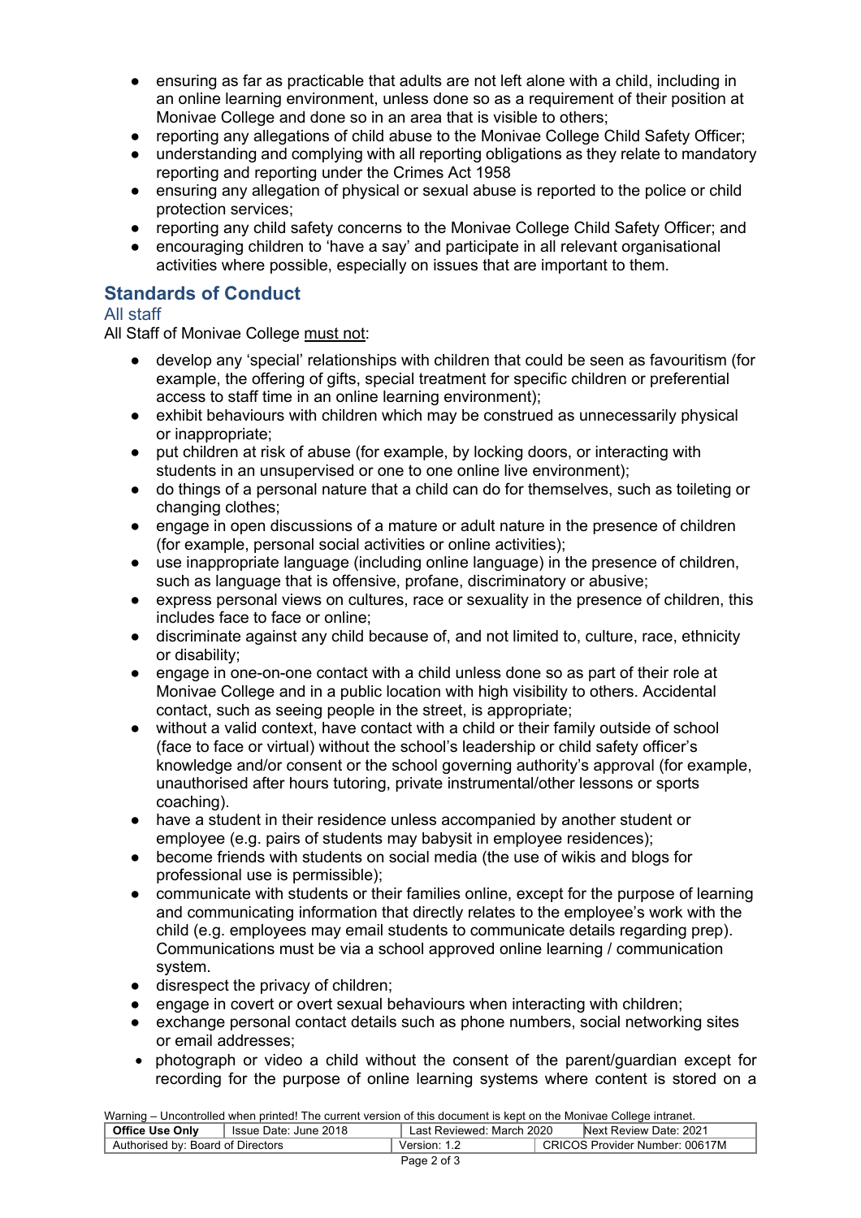- ensuring as far as practicable that adults are not left alone with a child, including in an online learning environment, unless done so as a requirement of their position at Monivae College and done so in an area that is visible to others;
- reporting any allegations of child abuse to the Monivae College Child Safety Officer;
- understanding and complying with all reporting obligations as they relate to mandatory reporting and reporting under the Crimes Act 1958
- ensuring any allegation of physical or sexual abuse is reported to the police or child protection services;
- reporting any child safety concerns to the Monivae College Child Safety Officer; and
- encouraging children to 'have a say' and participate in all relevant organisational activities where possible, especially on issues that are important to them.

## Standards of Conduct

### All staff

All Staff of Monivae College <u>must not</u>:

- develop any 'special' relationships with children that could be seen as favouritism (for example, the offering of gifts, special treatment for specific children or preferential access to staff time in an online learning environment);
- exhibit behaviours with children which may be construed as unnecessarily physical or inappropriate;
- put children at risk of abuse (for example, by locking doors, or interacting with students in an unsupervised or one to one online live environment);
- do things of a personal nature that a child can do for themselves, such as toileting or changing clothes;
- engage in open discussions of a mature or adult nature in the presence of children (for example, personal social activities or online activities);
- use inappropriate language (including online language) in the presence of children, such as language that is offensive, profane, discriminatory or abusive;
- express personal views on cultures, race or sexuality in the presence of children, this includes face to face or online;
- discriminate against any child because of, and not limited to, culture, race, ethnicity or disability;
- engage in one-on-one contact with a child unless done so as part of their role at Monivae College and in a public location with high visibility to others. Accidental contact, such as seeing people in the street, is appropriate;
- without a valid context, have contact with a child or their family outside of school (face to face or virtual) without the school's leadership or child safety officer's knowledge and/or consent or the school governing authority's approval (for example, unauthorised after hours tutoring, private instrumental/other lessons or sports coaching).
- have a student in their residence unless accompanied by another student or employee (e.g. pairs of students may babysit in employee residences);
- become friends with students on social media (the use of wikis and blogs for professional use is permissible);
- communicate with students or their families online, except for the purpose of learning and communicating information that directly relates to the employee's work with the child (e.g. employees may email students to communicate details regarding prep). Communications must be via a school approved online learning / communication system.
- disrespect the privacy of children;
- engage in covert or overt sexual behaviours when interacting with children;
- exchange personal contact details such as phone numbers, social networking sites or email addresses;
- photograph or video a child without the consent of the parent/guardian except for recording for the purpose of online learning systems where content is stored on a

Warning – Uncontrolled when printed! The current version of this document is kept on the Monivae College intranet.

| Office Use Only | Issue Date: June 2018 | Last Reviewed: March 2020 | Next Review Date: 2021 |
|---|---|---|---|
| Authorised by: Board of Directors | | Version: 1.2 | CRICOS Provider Number: 00617M |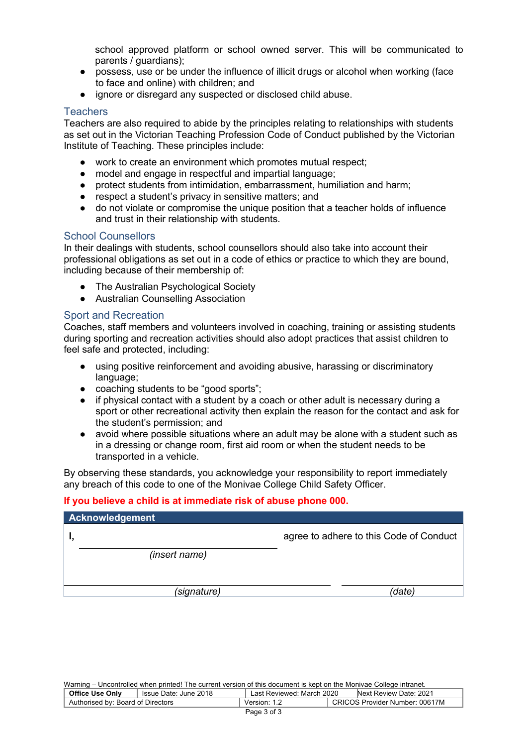school approved platform or school owned server. This will be communicated to parents / guardians);
- possess, use or be under the influence of illicit drugs or alcohol when working (face to face and online) with children; and
- ignore or disregard any suspected or disclosed child abuse.

### Teachers

Teachers are also required to abide by the principles relating to relationships with students as set out in the Victorian Teaching Profession Code of Conduct published by the Victorian Institute of Teaching. These principles include:

- work to create an environment which promotes mutual respect;
- model and engage in respectful and impartial language;
- protect students from intimidation, embarrassment, humiliation and harm;
- respect a student's privacy in sensitive matters; and
- do not violate or compromise the unique position that a teacher holds of influence and trust in their relationship with students.

### School Counsellors

In their dealings with students, school counsellors should also take into account their professional obligations as set out in a code of ethics or practice to which they are bound, including because of their membership of:

- The Australian Psychological Society
- Australian Counselling Association

### Sport and Recreation

Coaches, staff members and volunteers involved in coaching, training or assisting students during sporting and recreation activities should also adopt practices that assist children to feel safe and protected, including:

- using positive reinforcement and avoiding abusive, harassing or discriminatory language;
- coaching students to be "good sports";
- if physical contact with a student by a coach or other adult is necessary during a sport or other recreational activity then explain the reason for the contact and ask for the student's permission; and
- avoid where possible situations where an adult may be alone with a student such as in a dressing or change room, first aid room or when the student needs to be transported in a vehicle.

By observing these standards, you acknowledge your responsibility to report immediately any breach of this code to one of the Monivae College Child Safety Officer.

**If you believe a child is at immediate risk of abuse phone 000.**

| **Acknowledgement** | |
|---|---|
| **I,** ______________________ *(insert name)* | agree to adhere to this Code of Conduct |
| ______________________ *(signature)* | ______________ *(date)* |

Warning – Uncontrolled when printed! The current version of this document is kept on the Monivae College intranet.

| | | | |
|---|---|---|---|
| **Office Use Only** | Issue Date: June 2018 | Last Reviewed: March 2020 | Next Review Date: 2021 |
| Authorised by: Board of Directors | | Version: 1.2 | CRICOS Provider Number: 00617M |